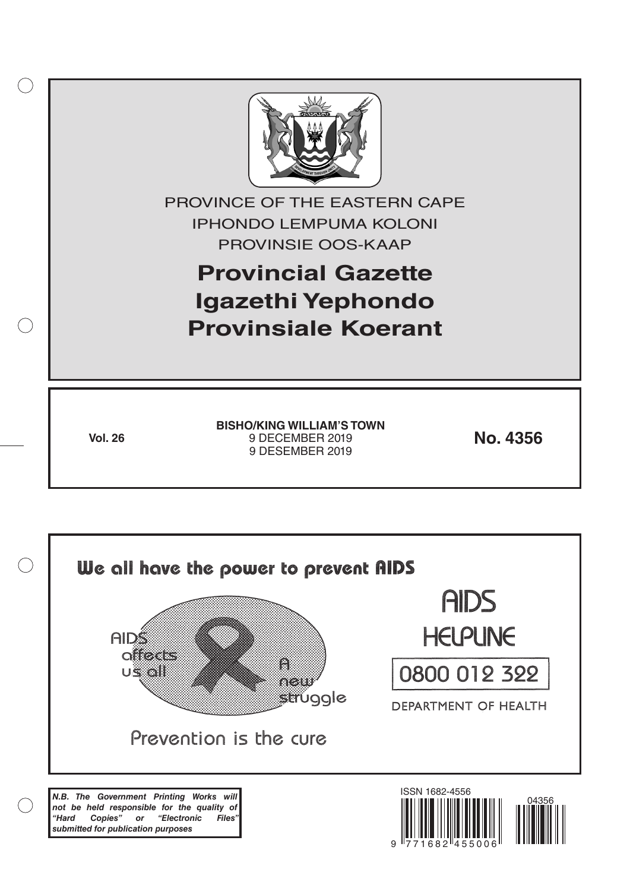PROVINCE OF THE EASTERN CAPE

IPHONDO LEMPUMA KOLONI

PROVINSIE OOS-KAAP

# Provincial Gazette
# Igazethi Yephondo
# Provinsiale Koerant

**Vol. 26**

**BISHO/KING WILLIAM'S TOWN**
9 DECEMBER 2019
9 DESEMBER 2019

**No. 4356**

We all have the power to prevent AIDS

AIDS affects us all

A new struggle

Prevention is the cure

AIDS HELPLINE

0800 012 322

DEPARTMENT OF HEALTH

***N.B. The Government Printing Works will not be held responsible for the quality of "Hard Copies" or "Electronic Files" submitted for publication purposes***

ISSN 1682-4556

9 771682 455006

04356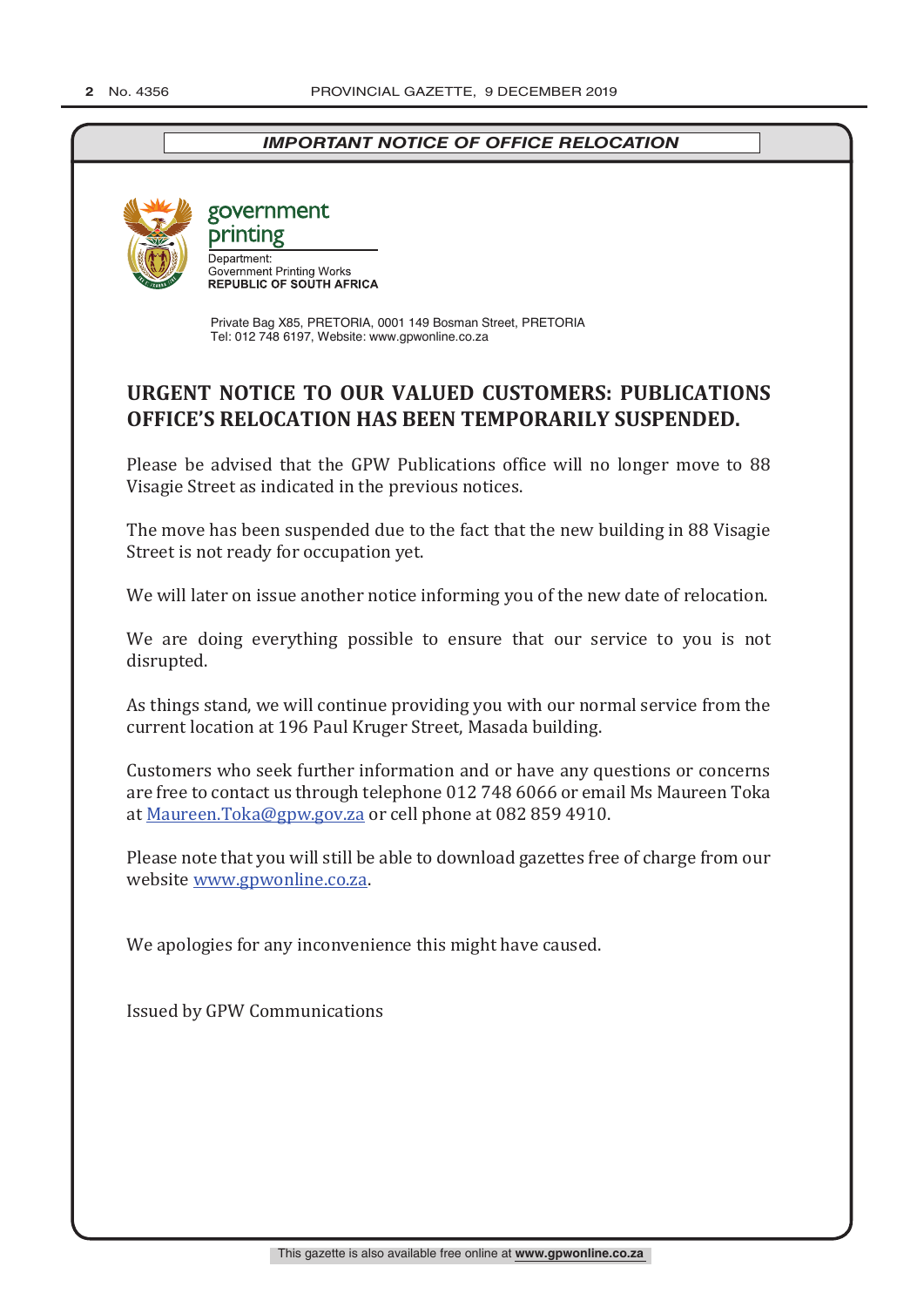*IMPORTANT NOTICE OF OFFICE RELOCATION*

government printing

Department:
Government Printing Works
**REPUBLIC OF SOUTH AFRICA**

Private Bag X85, PRETORIA, 0001 149 Bosman Street, PRETORIA
Tel: 012 748 6197, Website: www.gpwonline.co.za

## URGENT NOTICE TO OUR VALUED CUSTOMERS: PUBLICATIONS OFFICE'S RELOCATION HAS BEEN TEMPORARILY SUSPENDED.

Please be advised that the GPW Publications office will no longer move to 88 Visagie Street as indicated in the previous notices.

The move has been suspended due to the fact that the new building in 88 Visagie Street is not ready for occupation yet.

We will later on issue another notice informing you of the new date of relocation.

We are doing everything possible to ensure that our service to you is not disrupted.

As things stand, we will continue providing you with our normal service from the current location at 196 Paul Kruger Street, Masada building.

Customers who seek further information and or have any questions or concerns are free to contact us through telephone 012 748 6066 or email Ms Maureen Toka at Maureen.Toka@gpw.gov.za or cell phone at 082 859 4910.

Please note that you will still be able to download gazettes free of charge from our website www.gpwonline.co.za.

We apologies for any inconvenience this might have caused.

Issued by GPW Communications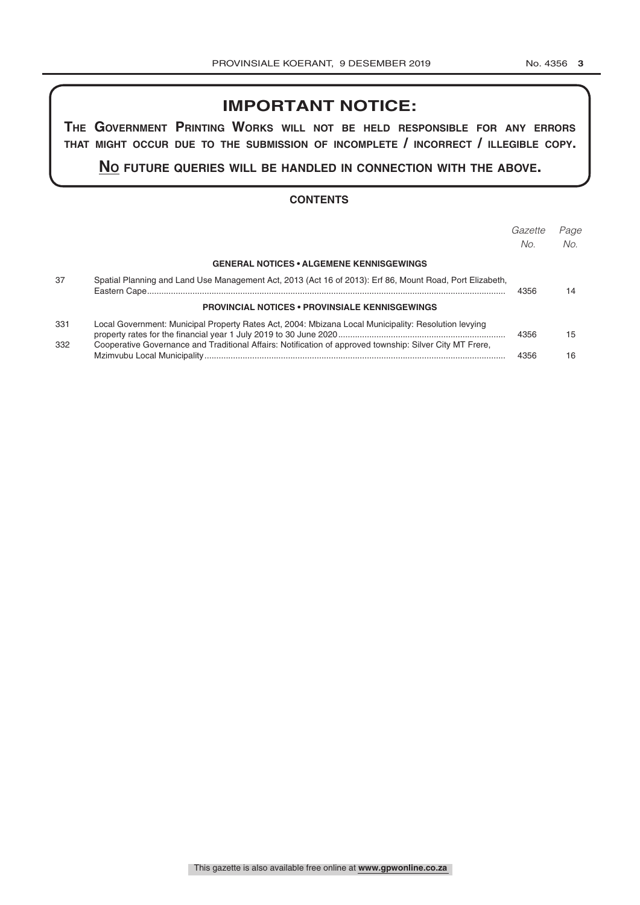## IMPORTANT NOTICE:

**THE GOVERNMENT PRINTING WORKS WILL NOT BE HELD RESPONSIBLE FOR ANY ERRORS THAT MIGHT OCCUR DUE TO THE SUBMISSION OF INCOMPLETE / INCORRECT / ILLEGIBLE COPY.**

**NO FUTURE QUERIES WILL BE HANDLED IN CONNECTION WITH THE ABOVE.**

### CONTENTS

| | | *Gazette No.* | *Page No.* |
|---|---|---|---|
| | **GENERAL NOTICES • ALGEMENE KENNISGEWINGS** | | |
| 37 | Spatial Planning and Land Use Management Act, 2013 (Act 16 of 2013): Erf 86, Mount Road, Port Elizabeth, Eastern Cape | 4356 | 14 |
| | **PROVINCIAL NOTICES • PROVINSIALE KENNISGEWINGS** | | |
| 331 | Local Government: Municipal Property Rates Act, 2004: Mbizana Local Municipality: Resolution levying property rates for the financial year 1 July 2019 to 30 June 2020 | 4356 | 15 |
| 332 | Cooperative Governance and Traditional Affairs: Notification of approved township: Silver City MT Frere, Mzimvubu Local Municipality | 4356 | 16 |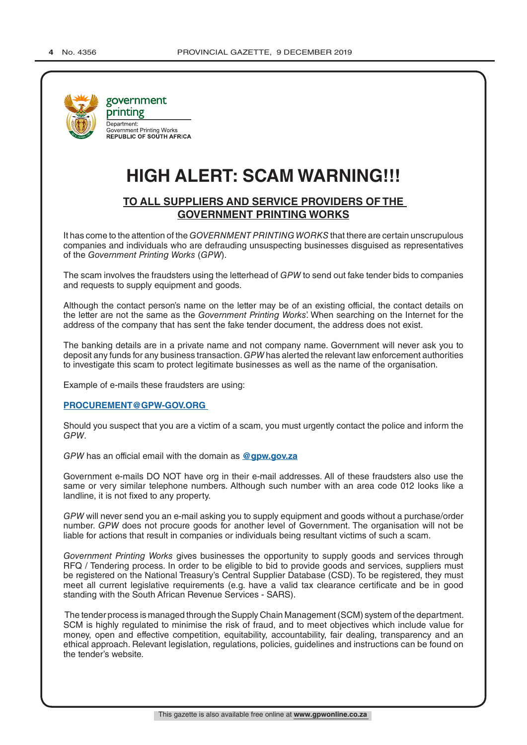government printing

Department:
Government Printing Works
**REPUBLIC OF SOUTH AFRICA**

# HIGH ALERT: SCAM WARNING!!!

## TO ALL SUPPLIERS AND SERVICE PROVIDERS OF THE GOVERNMENT PRINTING WORKS

It has come to the attention of the *GOVERNMENT PRINTING WORKS* that there are certain unscrupulous companies and individuals who are defrauding unsuspecting businesses disguised as representatives of the *Government Printing Works* (*GPW*).

The scam involves the fraudsters using the letterhead of *GPW* to send out fake tender bids to companies and requests to supply equipment and goods.

Although the contact person's name on the letter may be of an existing official, the contact details on the letter are not the same as the *Government Printing Works*'. When searching on the Internet for the address of the company that has sent the fake tender document, the address does not exist.

The banking details are in a private name and not company name. Government will never ask you to deposit any funds for any business transaction. *GPW* has alerted the relevant law enforcement authorities to investigate this scam to protect legitimate businesses as well as the name of the organisation.

Example of e-mails these fraudsters are using:

**PROCUREMENT@GPW-GOV.ORG**

Should you suspect that you are a victim of a scam, you must urgently contact the police and inform the *GPW*.

*GPW* has an official email with the domain as **@gpw.gov.za**

Government e-mails DO NOT have org in their e-mail addresses. All of these fraudsters also use the same or very similar telephone numbers. Although such number with an area code 012 looks like a landline, it is not fixed to any property.

*GPW* will never send you an e-mail asking you to supply equipment and goods without a purchase/order number. *GPW* does not procure goods for another level of Government. The organisation will not be liable for actions that result in companies or individuals being resultant victims of such a scam.

*Government Printing Works* gives businesses the opportunity to supply goods and services through RFQ / Tendering process. In order to be eligible to bid to provide goods and services, suppliers must be registered on the National Treasury's Central Supplier Database (CSD). To be registered, they must meet all current legislative requirements (e.g. have a valid tax clearance certificate and be in good standing with the South African Revenue Services - SARS).

The tender process is managed through the Supply Chain Management (SCM) system of the department. SCM is highly regulated to minimise the risk of fraud, and to meet objectives which include value for money, open and effective competition, equitability, accountability, fair dealing, transparency and an ethical approach. Relevant legislation, regulations, policies, guidelines and instructions can be found on the tender's website.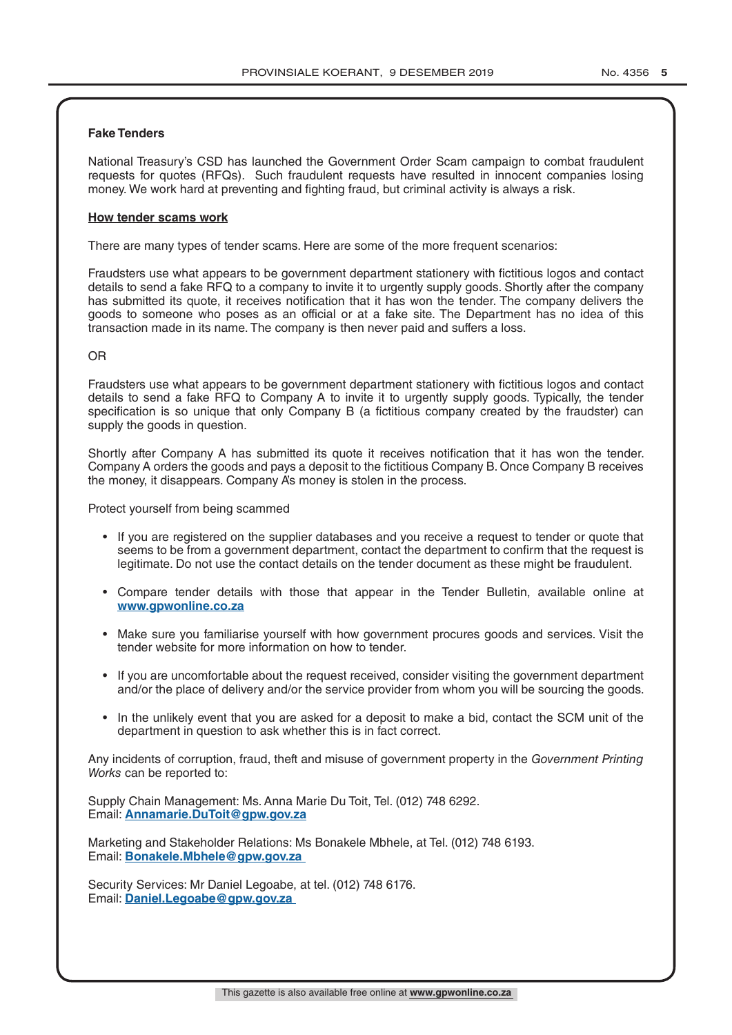**Fake Tenders**

National Treasury's CSD has launched the Government Order Scam campaign to combat fraudulent requests for quotes (RFQs). Such fraudulent requests have resulted in innocent companies losing money. We work hard at preventing and fighting fraud, but criminal activity is always a risk.

**How tender scams work**

There are many types of tender scams. Here are some of the more frequent scenarios:

Fraudsters use what appears to be government department stationery with fictitious logos and contact details to send a fake RFQ to a company to invite it to urgently supply goods. Shortly after the company has submitted its quote, it receives notification that it has won the tender. The company delivers the goods to someone who poses as an official or at a fake site. The Department has no idea of this transaction made in its name. The company is then never paid and suffers a loss.

OR

Fraudsters use what appears to be government department stationery with fictitious logos and contact details to send a fake RFQ to Company A to invite it to urgently supply goods. Typically, the tender specification is so unique that only Company B (a fictitious company created by the fraudster) can supply the goods in question.

Shortly after Company A has submitted its quote it receives notification that it has won the tender. Company A orders the goods and pays a deposit to the fictitious Company B. Once Company B receives the money, it disappears. Company A's money is stolen in the process.

Protect yourself from being scammed

- If you are registered on the supplier databases and you receive a request to tender or quote that seems to be from a government department, contact the department to confirm that the request is legitimate. Do not use the contact details on the tender document as these might be fraudulent.
- Compare tender details with those that appear in the Tender Bulletin, available online at **www.gpwonline.co.za**
- Make sure you familiarise yourself with how government procures goods and services. Visit the tender website for more information on how to tender.
- If you are uncomfortable about the request received, consider visiting the government department and/or the place of delivery and/or the service provider from whom you will be sourcing the goods.
- In the unlikely event that you are asked for a deposit to make a bid, contact the SCM unit of the department in question to ask whether this is in fact correct.

Any incidents of corruption, fraud, theft and misuse of government property in the *Government Printing Works* can be reported to:

Supply Chain Management: Ms. Anna Marie Du Toit, Tel. (012) 748 6292.
Email: **Annamarie.DuToit@gpw.gov.za**

Marketing and Stakeholder Relations: Ms Bonakele Mbhele, at Tel. (012) 748 6193.
Email: **Bonakele.Mbhele@gpw.gov.za**

Security Services: Mr Daniel Legoabe, at tel. (012) 748 6176.
Email: **Daniel.Legoabe@gpw.gov.za**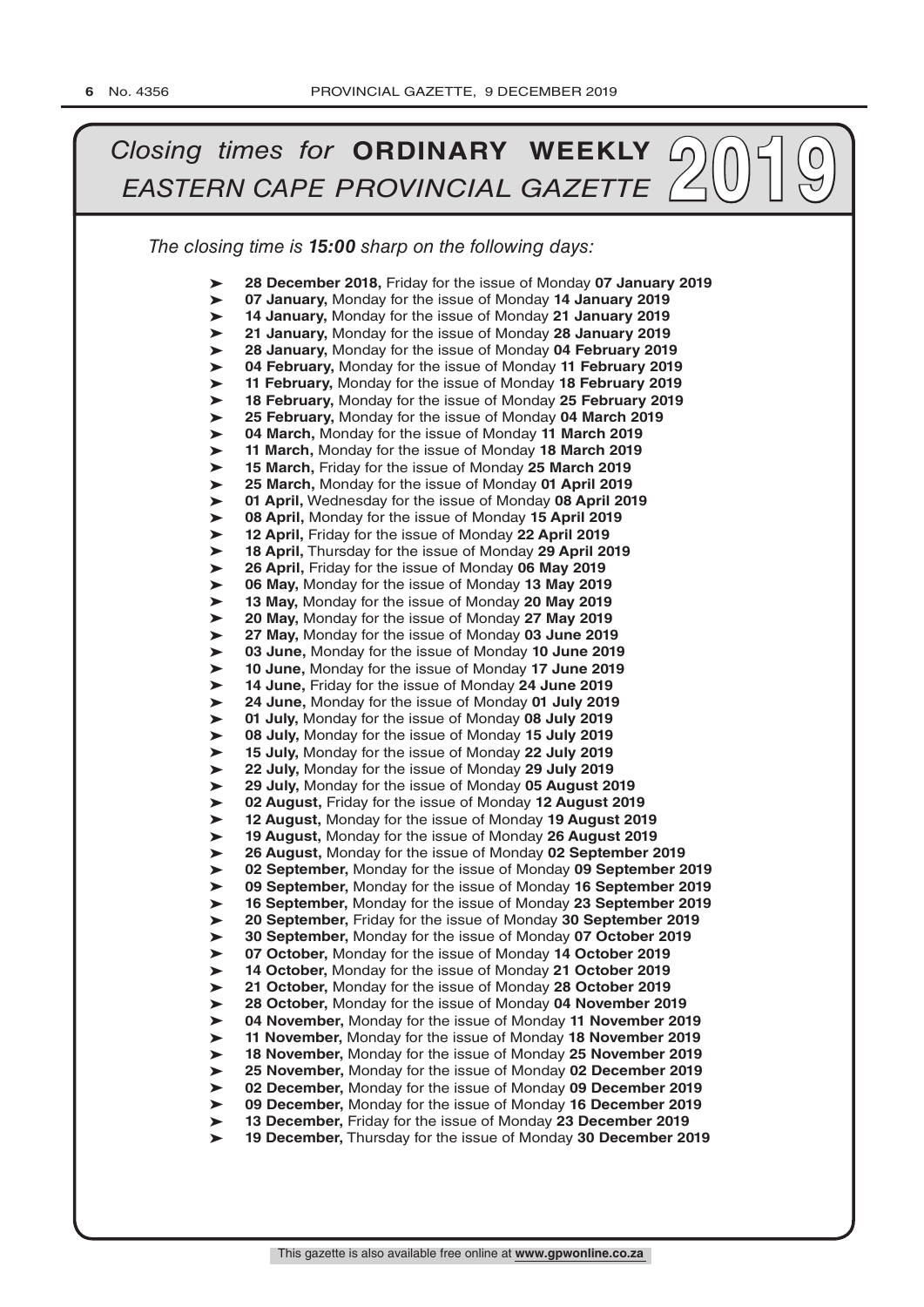# *Closing times for* **ORDINARY WEEKLY** *EASTERN CAPE PROVINCIAL GAZETTE* 2019

*The closing time is **15:00** sharp on the following days:*

- **28 December 2018,** Friday for the issue of Monday **07 January 2019**
- **07 January,** Monday for the issue of Monday **14 January 2019**
- **14 January,** Monday for the issue of Monday **21 January 2019**
- **21 January,** Monday for the issue of Monday **28 January 2019**
- **28 January,** Monday for the issue of Monday **04 February 2019**
- **04 February,** Monday for the issue of Monday **11 February 2019**
- **11 February,** Monday for the issue of Monday **18 February 2019**
- **18 February,** Monday for the issue of Monday **25 February 2019**
- **25 February,** Monday for the issue of Monday **04 March 2019**
- **04 March,** Monday for the issue of Monday **11 March 2019**
- **11 March,** Monday for the issue of Monday **18 March 2019**
- **15 March,** Friday for the issue of Monday **25 March 2019**
- **25 March,** Monday for the issue of Monday **01 April 2019**
- **01 April,** Wednesday for the issue of Monday **08 April 2019**
- **08 April,** Monday for the issue of Monday **15 April 2019**
- **12 April,** Friday for the issue of Monday **22 April 2019**
- **18 April,** Thursday for the issue of Monday **29 April 2019**
- **26 April,** Friday for the issue of Monday **06 May 2019**
- **06 May,** Monday for the issue of Monday **13 May 2019**
- **13 May,** Monday for the issue of Monday **20 May 2019**
- **20 May,** Monday for the issue of Monday **27 May 2019**
- **27 May,** Monday for the issue of Monday **03 June 2019**
- **03 June,** Monday for the issue of Monday **10 June 2019**
- **10 June,** Monday for the issue of Monday **17 June 2019**
- **14 June,** Friday for the issue of Monday **24 June 2019**
- **24 June,** Monday for the issue of Monday **01 July 2019**
- **01 July,** Monday for the issue of Monday **08 July 2019**
- **08 July,** Monday for the issue of Monday **15 July 2019**
- **15 July,** Monday for the issue of Monday **22 July 2019**
- **22 July,** Monday for the issue of Monday **29 July 2019**
- **29 July,** Monday for the issue of Monday **05 August 2019**
- **02 August,** Friday for the issue of Monday **12 August 2019**
- **12 August,** Monday for the issue of Monday **19 August 2019**
- **19 August,** Monday for the issue of Monday **26 August 2019**
- **26 August,** Monday for the issue of Monday **02 September 2019**
- **02 September,** Monday for the issue of Monday **09 September 2019**
- **09 September,** Monday for the issue of Monday **16 September 2019**
- **16 September,** Monday for the issue of Monday **23 September 2019**
- **20 September,** Friday for the issue of Monday **30 September 2019**
- **30 September,** Monday for the issue of Monday **07 October 2019**
- **07 October,** Monday for the issue of Monday **14 October 2019**
- **14 October,** Monday for the issue of Monday **21 October 2019**
- **21 October,** Monday for the issue of Monday **28 October 2019**
- **28 October,** Monday for the issue of Monday **04 November 2019**
- **04 November,** Monday for the issue of Monday **11 November 2019**
- **11 November,** Monday for the issue of Monday **18 November 2019**
- **18 November,** Monday for the issue of Monday **25 November 2019**
- **25 November,** Monday for the issue of Monday **02 December 2019**
- **02 December,** Monday for the issue of Monday **09 December 2019**
- **09 December,** Monday for the issue of Monday **16 December 2019**
- **13 December,** Friday for the issue of Monday **23 December 2019**
- **19 December,** Thursday for the issue of Monday **30 December 2019**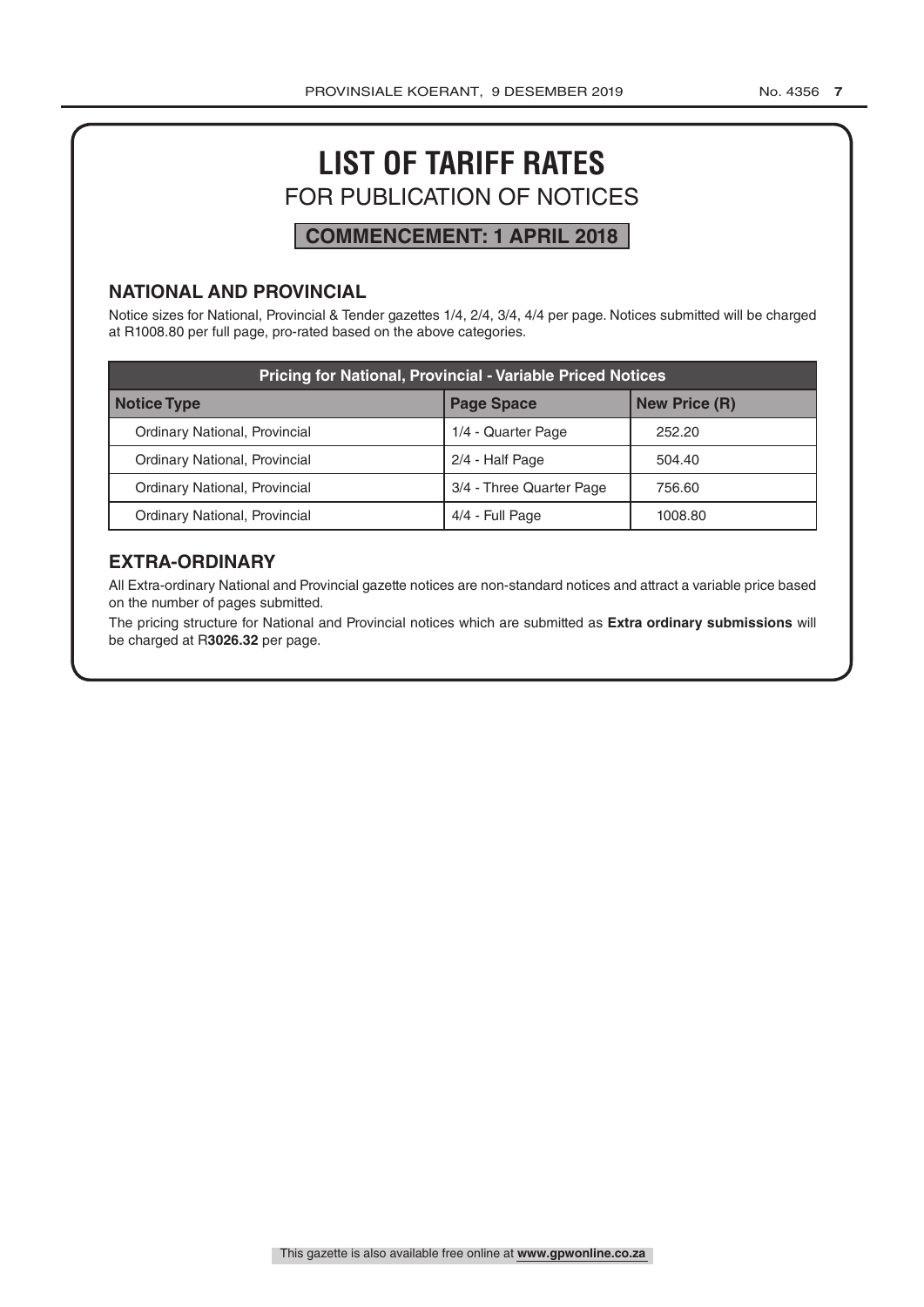# LIST OF TARIFF RATES

## FOR PUBLICATION OF NOTICES

**COMMENCEMENT: 1 APRIL 2018**

### NATIONAL AND PROVINCIAL

Notice sizes for National, Provincial & Tender gazettes 1/4, 2/4, 3/4, 4/4 per page. Notices submitted will be charged at R1008.80 per full page, pro-rated based on the above categories.

| Pricing for National, Provincial - Variable Priced Notices | | |
|---|---|---|
| **Notice Type** | **Page Space** | **New Price (R)** |
| Ordinary National, Provincial | 1/4 - Quarter Page | 252.20 |
| Ordinary National, Provincial | 2/4 - Half Page | 504.40 |
| Ordinary National, Provincial | 3/4 - Three Quarter Page | 756.60 |
| Ordinary National, Provincial | 4/4 - Full Page | 1008.80 |

### EXTRA-ORDINARY

All Extra-ordinary National and Provincial gazette notices are non-standard notices and attract a variable price based on the number of pages submitted.

The pricing structure for National and Provincial notices which are submitted as **Extra ordinary submissions** will be charged at R**3026.32** per page.

This gazette is also available free online at **www.gpwonline.co.za**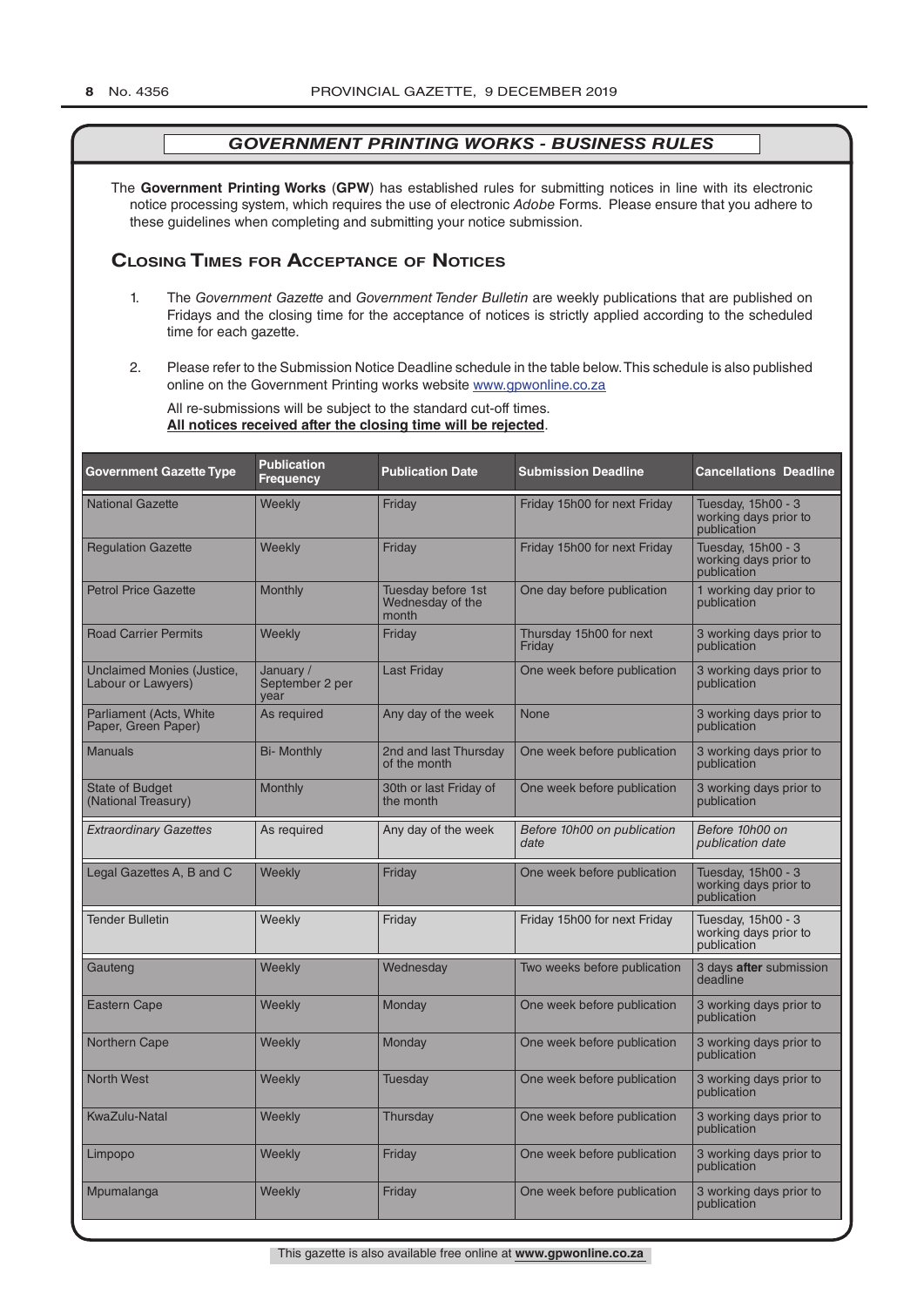## *GOVERNMENT PRINTING WORKS - BUSINESS RULES*

The **Government Printing Works** (**GPW**) has established rules for submitting notices in line with its electronic notice processing system, which requires the use of electronic *Adobe* Forms. Please ensure that you adhere to these guidelines when completing and submitting your notice submission.

## Closing Times for Acceptance of Notices

1. The *Government Gazette* and *Government Tender Bulletin* are weekly publications that are published on Fridays and the closing time for the acceptance of notices is strictly applied according to the scheduled time for each gazette.

2. Please refer to the Submission Notice Deadline schedule in the table below. This schedule is also published online on the Government Printing works website www.gpwonline.co.za

   All re-submissions will be subject to the standard cut-off times.
   **All notices received after the closing time will be rejected**.

| Government Gazette Type | Publication Frequency | Publication Date | Submission Deadline | Cancellations Deadline |
|---|---|---|---|---|
| National Gazette | Weekly | Friday | Friday 15h00 for next Friday | Tuesday, 15h00 - 3 working days prior to publication |
| Regulation Gazette | Weekly | Friday | Friday 15h00 for next Friday | Tuesday, 15h00 - 3 working days prior to publication |
| Petrol Price Gazette | Monthly | Tuesday before 1st Wednesday of the month | One day before publication | 1 working day prior to publication |
| Road Carrier Permits | Weekly | Friday | Thursday 15h00 for next Friday | 3 working days prior to publication |
| Unclaimed Monies (Justice, Labour or Lawyers) | January / September 2 per year | Last Friday | One week before publication | 3 working days prior to publication |
| Parliament (Acts, White Paper, Green Paper) | As required | Any day of the week | None | 3 working days prior to publication |
| Manuals | Bi- Monthly | 2nd and last Thursday of the month | One week before publication | 3 working days prior to publication |
| State of Budget (National Treasury) | Monthly | 30th or last Friday of the month | One week before publication | 3 working days prior to publication |
| *Extraordinary Gazettes* | As required | Any day of the week | *Before 10h00 on publication date* | *Before 10h00 on publication date* |
| Legal Gazettes A, B and C | Weekly | Friday | One week before publication | Tuesday, 15h00 - 3 working days prior to publication |
| Tender Bulletin | Weekly | Friday | Friday 15h00 for next Friday | Tuesday, 15h00 - 3 working days prior to publication |
| Gauteng | Weekly | Wednesday | Two weeks before publication | 3 days **after** submission deadline |
| Eastern Cape | Weekly | Monday | One week before publication | 3 working days prior to publication |
| Northern Cape | Weekly | Monday | One week before publication | 3 working days prior to publication |
| North West | Weekly | Tuesday | One week before publication | 3 working days prior to publication |
| KwaZulu-Natal | Weekly | Thursday | One week before publication | 3 working days prior to publication |
| Limpopo | Weekly | Friday | One week before publication | 3 working days prior to publication |
| Mpumalanga | Weekly | Friday | One week before publication | 3 working days prior to publication |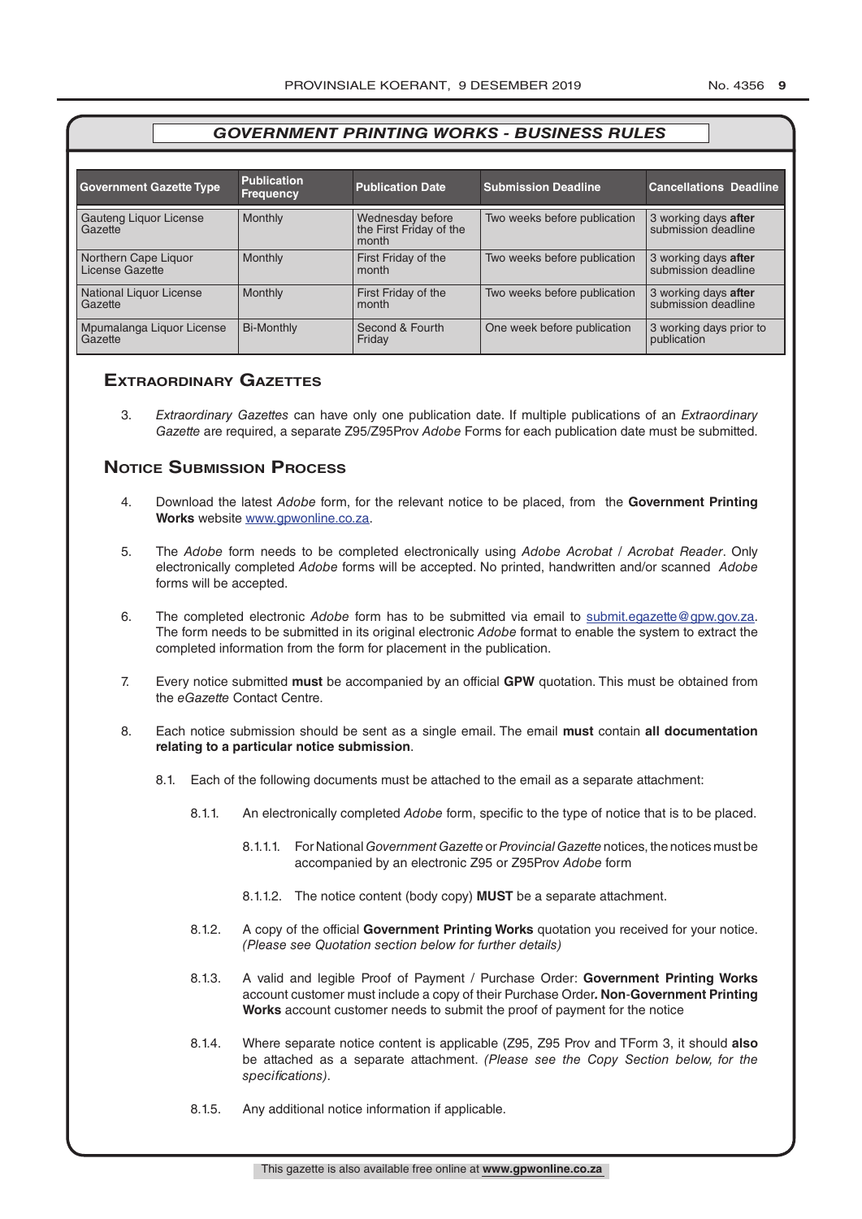## GOVERNMENT PRINTING WORKS - BUSINESS RULES

| Government Gazette Type | Publication Frequency | Publication Date | Submission Deadline | Cancellations Deadline |
|---|---|---|---|---|
| Gauteng Liquor License Gazette | Monthly | Wednesday before the First Friday of the month | Two weeks before publication | 3 working days **after** submission deadline |
| Northern Cape Liquor License Gazette | Monthly | First Friday of the month | Two weeks before publication | 3 working days **after** submission deadline |
| National Liquor License Gazette | Monthly | First Friday of the month | Two weeks before publication | 3 working days **after** submission deadline |
| Mpumalanga Liquor License Gazette | Bi-Monthly | Second & Fourth Friday | One week before publication | 3 working days prior to publication |

## Extraordinary Gazettes

3. *Extraordinary Gazettes* can have only one publication date. If multiple publications of an *Extraordinary Gazette* are required, a separate Z95/Z95Prov *Adobe* Forms for each publication date must be submitted.

## Notice Submission Process

4. Download the latest *Adobe* form, for the relevant notice to be placed, from the **Government Printing Works** website www.gpwonline.co.za.

5. The *Adobe* form needs to be completed electronically using *Adobe Acrobat* / *Acrobat Reader*. Only electronically completed *Adobe* forms will be accepted. No printed, handwritten and/or scanned *Adobe* forms will be accepted.

6. The completed electronic *Adobe* form has to be submitted via email to submit.egazette@gpw.gov.za. The form needs to be submitted in its original electronic *Adobe* format to enable the system to extract the completed information from the form for placement in the publication.

7. Every notice submitted **must** be accompanied by an official **GPW** quotation. This must be obtained from the *eGazette* Contact Centre.

8. Each notice submission should be sent as a single email. The email **must** contain **all documentation relating to a particular notice submission**.

   8.1. Each of the following documents must be attached to the email as a separate attachment:

   8.1.1. An electronically completed *Adobe* form, specific to the type of notice that is to be placed.

   8.1.1.1. For National *Government Gazette* or *Provincial Gazette* notices, the notices must be accompanied by an electronic Z95 or Z95Prov *Adobe* form

   8.1.1.2. The notice content (body copy) **MUST** be a separate attachment.

   8.1.2. A copy of the official **Government Printing Works** quotation you received for your notice. *(Please see Quotation section below for further details)*

   8.1.3. A valid and legible Proof of Payment / Purchase Order: **Government Printing Works** account customer must include a copy of their Purchase Order**. Non**-**Government Printing Works** account customer needs to submit the proof of payment for the notice

   8.1.4. Where separate notice content is applicable (Z95, Z95 Prov and TForm 3, it should **also** be attached as a separate attachment. *(Please see the Copy Section below, for the specifications)*.

   8.1.5. Any additional notice information if applicable.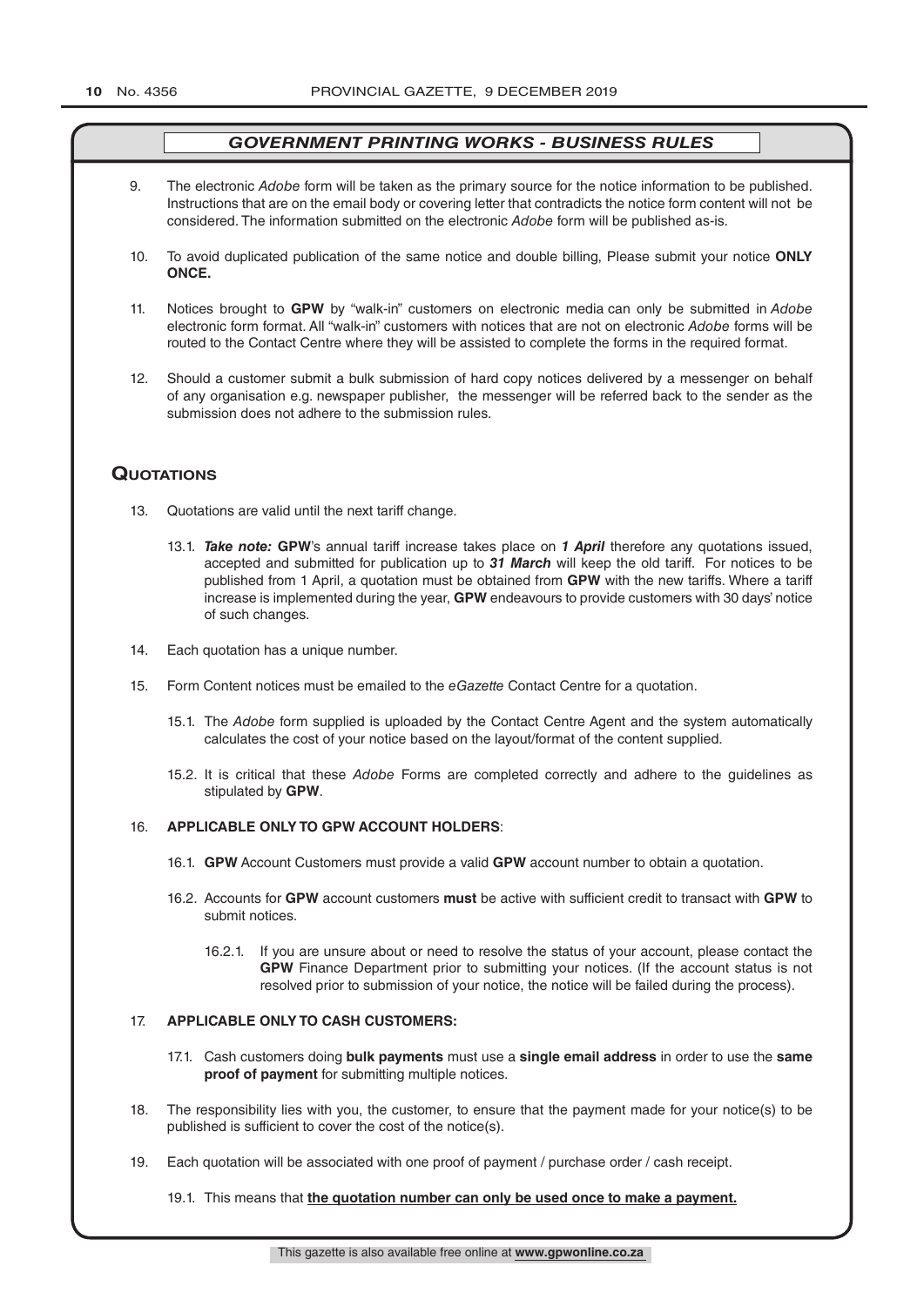## *GOVERNMENT PRINTING WORKS - BUSINESS RULES*

9. The electronic *Adobe* form will be taken as the primary source for the notice information to be published. Instructions that are on the email body or covering letter that contradicts the notice form content will not be considered. The information submitted on the electronic *Adobe* form will be published as-is.

10. To avoid duplicated publication of the same notice and double billing, Please submit your notice **ONLY ONCE.**

11. Notices brought to **GPW** by "walk-in" customers on electronic media can only be submitted in *Adobe* electronic form format. All "walk-in" customers with notices that are not on electronic *Adobe* forms will be routed to the Contact Centre where they will be assisted to complete the forms in the required format.

12. Should a customer submit a bulk submission of hard copy notices delivered by a messenger on behalf of any organisation e.g. newspaper publisher, the messenger will be referred back to the sender as the submission does not adhere to the submission rules.

## Quotations

13. Quotations are valid until the next tariff change.

    13.1. ***Take note:*** **GPW**'s annual tariff increase takes place on ***1 April*** therefore any quotations issued, accepted and submitted for publication up to ***31 March*** will keep the old tariff. For notices to be published from 1 April, a quotation must be obtained from **GPW** with the new tariffs. Where a tariff increase is implemented during the year, **GPW** endeavours to provide customers with 30 days' notice of such changes.

14. Each quotation has a unique number.

15. Form Content notices must be emailed to the *eGazette* Contact Centre for a quotation.

    15.1. The *Adobe* form supplied is uploaded by the Contact Centre Agent and the system automatically calculates the cost of your notice based on the layout/format of the content supplied.

    15.2. It is critical that these *Adobe* Forms are completed correctly and adhere to the guidelines as stipulated by **GPW**.

16. **APPLICABLE ONLY TO GPW ACCOUNT HOLDERS**:

    16.1. **GPW** Account Customers must provide a valid **GPW** account number to obtain a quotation.

    16.2. Accounts for **GPW** account customers **must** be active with sufficient credit to transact with **GPW** to submit notices.

    16.2.1. If you are unsure about or need to resolve the status of your account, please contact the **GPW** Finance Department prior to submitting your notices. (If the account status is not resolved prior to submission of your notice, the notice will be failed during the process).

17. **APPLICABLE ONLY TO CASH CUSTOMERS:**

    17.1. Cash customers doing **bulk payments** must use a **single email address** in order to use the **same proof of payment** for submitting multiple notices.

18. The responsibility lies with you, the customer, to ensure that the payment made for your notice(s) to be published is sufficient to cover the cost of the notice(s).

19. Each quotation will be associated with one proof of payment / purchase order / cash receipt.

    19.1. This means that **the quotation number can only be used once to make a payment.**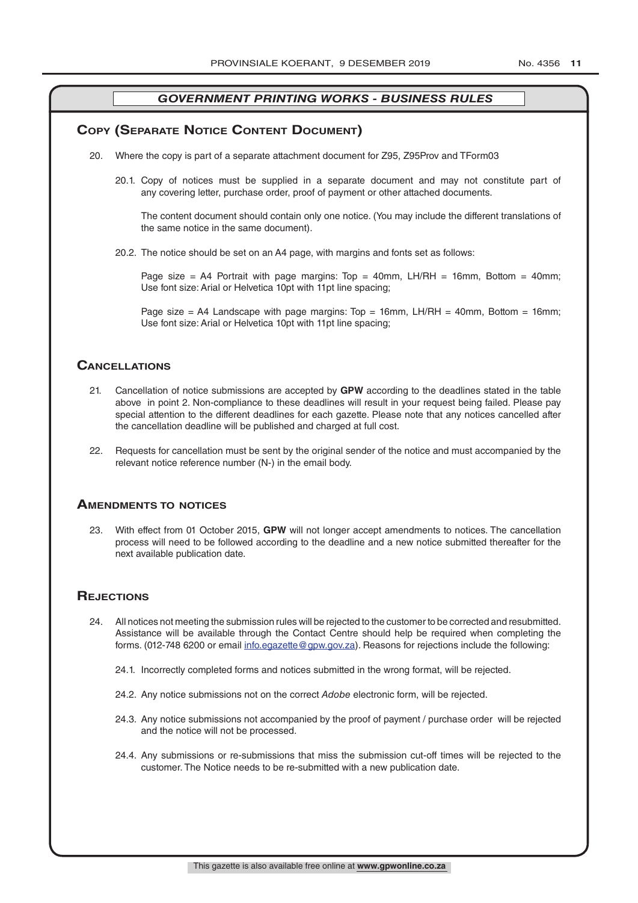## GOVERNMENT PRINTING WORKS - BUSINESS RULES

## Copy (Separate Notice Content Document)

20. Where the copy is part of a separate attachment document for Z95, Z95Prov and TForm03

    20.1. Copy of notices must be supplied in a separate document and may not constitute part of any covering letter, purchase order, proof of payment or other attached documents.

    The content document should contain only one notice. (You may include the different translations of the same notice in the same document).

    20.2. The notice should be set on an A4 page, with margins and fonts set as follows:

    Page size = A4 Portrait with page margins: Top = 40mm, LH/RH = 16mm, Bottom = 40mm; Use font size: Arial or Helvetica 10pt with 11pt line spacing;

    Page size = A4 Landscape with page margins: Top = 16mm, LH/RH = 40mm, Bottom = 16mm; Use font size: Arial or Helvetica 10pt with 11pt line spacing;

## Cancellations

21. Cancellation of notice submissions are accepted by **GPW** according to the deadlines stated in the table above in point 2. Non-compliance to these deadlines will result in your request being failed. Please pay special attention to the different deadlines for each gazette. Please note that any notices cancelled after the cancellation deadline will be published and charged at full cost.

22. Requests for cancellation must be sent by the original sender of the notice and must accompanied by the relevant notice reference number (N-) in the email body.

## Amendments to notices

23. With effect from 01 October 2015, **GPW** will not longer accept amendments to notices. The cancellation process will need to be followed according to the deadline and a new notice submitted thereafter for the next available publication date.

## Rejections

24. All notices not meeting the submission rules will be rejected to the customer to be corrected and resubmitted. Assistance will be available through the Contact Centre should help be required when completing the forms. (012-748 6200 or email info.egazette@gpw.gov.za). Reasons for rejections include the following:

    24.1. Incorrectly completed forms and notices submitted in the wrong format, will be rejected.

    24.2. Any notice submissions not on the correct *Adobe* electronic form, will be rejected.

    24.3. Any notice submissions not accompanied by the proof of payment / purchase order will be rejected and the notice will not be processed.

    24.4. Any submissions or re-submissions that miss the submission cut-off times will be rejected to the customer. The Notice needs to be re-submitted with a new publication date.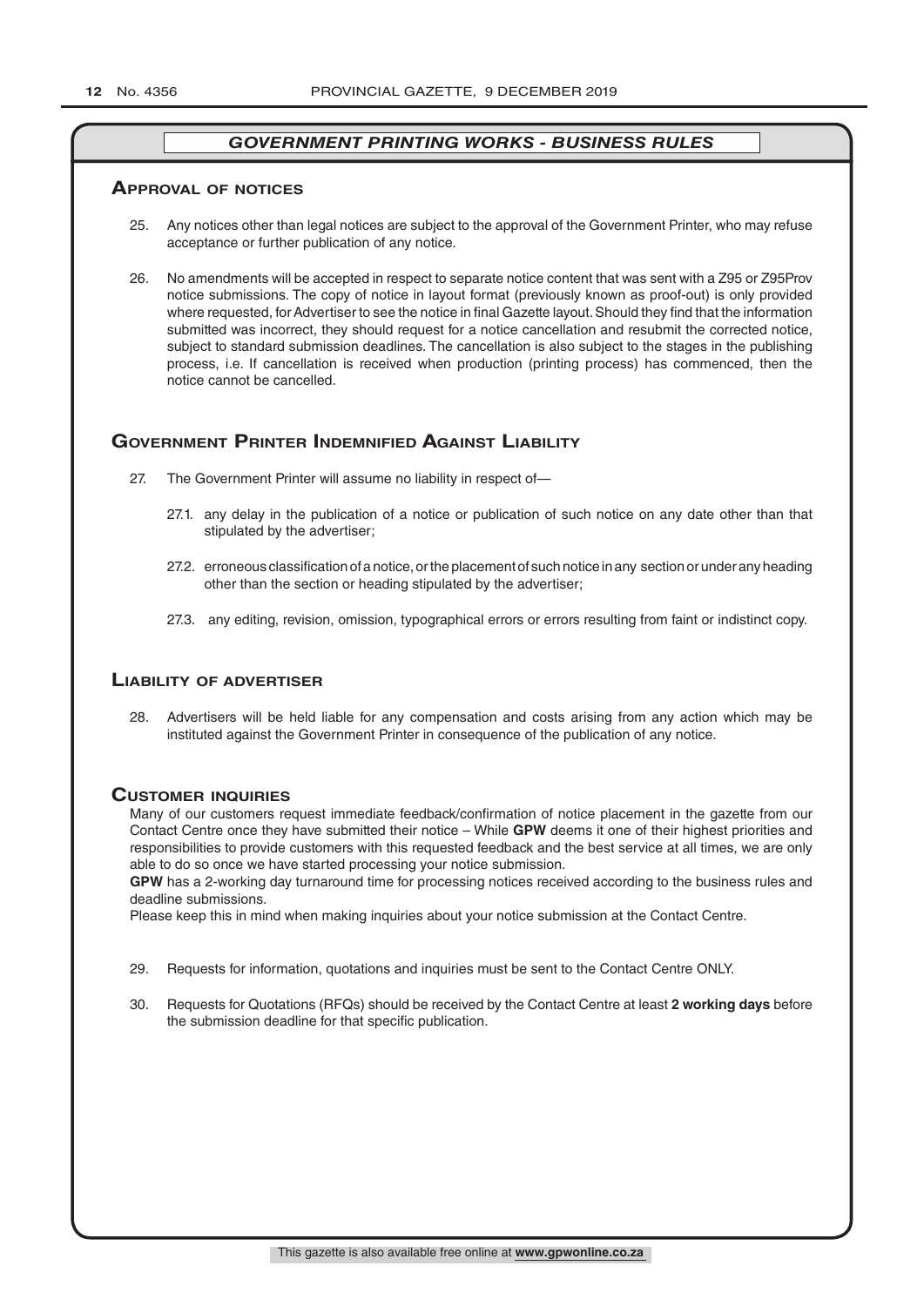## *GOVERNMENT PRINTING WORKS - BUSINESS RULES*

### Approval of notices

25. Any notices other than legal notices are subject to the approval of the Government Printer, who may refuse acceptance or further publication of any notice.

26. No amendments will be accepted in respect to separate notice content that was sent with a Z95 or Z95Prov notice submissions. The copy of notice in layout format (previously known as proof-out) is only provided where requested, for Advertiser to see the notice in final Gazette layout. Should they find that the information submitted was incorrect, they should request for a notice cancellation and resubmit the corrected notice, subject to standard submission deadlines. The cancellation is also subject to the stages in the publishing process, i.e. If cancellation is received when production (printing process) has commenced, then the notice cannot be cancelled.

### Government Printer Indemnified Against Liability

27. The Government Printer will assume no liability in respect of—

    27.1. any delay in the publication of a notice or publication of such notice on any date other than that stipulated by the advertiser;

    27.2. erroneous classification of a notice, or the placement of such notice in any section or under any heading other than the section or heading stipulated by the advertiser;

    27.3. any editing, revision, omission, typographical errors or errors resulting from faint or indistinct copy.

### Liability of advertiser

28. Advertisers will be held liable for any compensation and costs arising from any action which may be instituted against the Government Printer in consequence of the publication of any notice.

### Customer inquiries

Many of our customers request immediate feedback/confirmation of notice placement in the gazette from our Contact Centre once they have submitted their notice – While **GPW** deems it one of their highest priorities and responsibilities to provide customers with this requested feedback and the best service at all times, we are only able to do so once we have started processing your notice submission.

**GPW** has a 2-working day turnaround time for processing notices received according to the business rules and deadline submissions.

Please keep this in mind when making inquiries about your notice submission at the Contact Centre.

29. Requests for information, quotations and inquiries must be sent to the Contact Centre ONLY.

30. Requests for Quotations (RFQs) should be received by the Contact Centre at least **2 working days** before the submission deadline for that specific publication.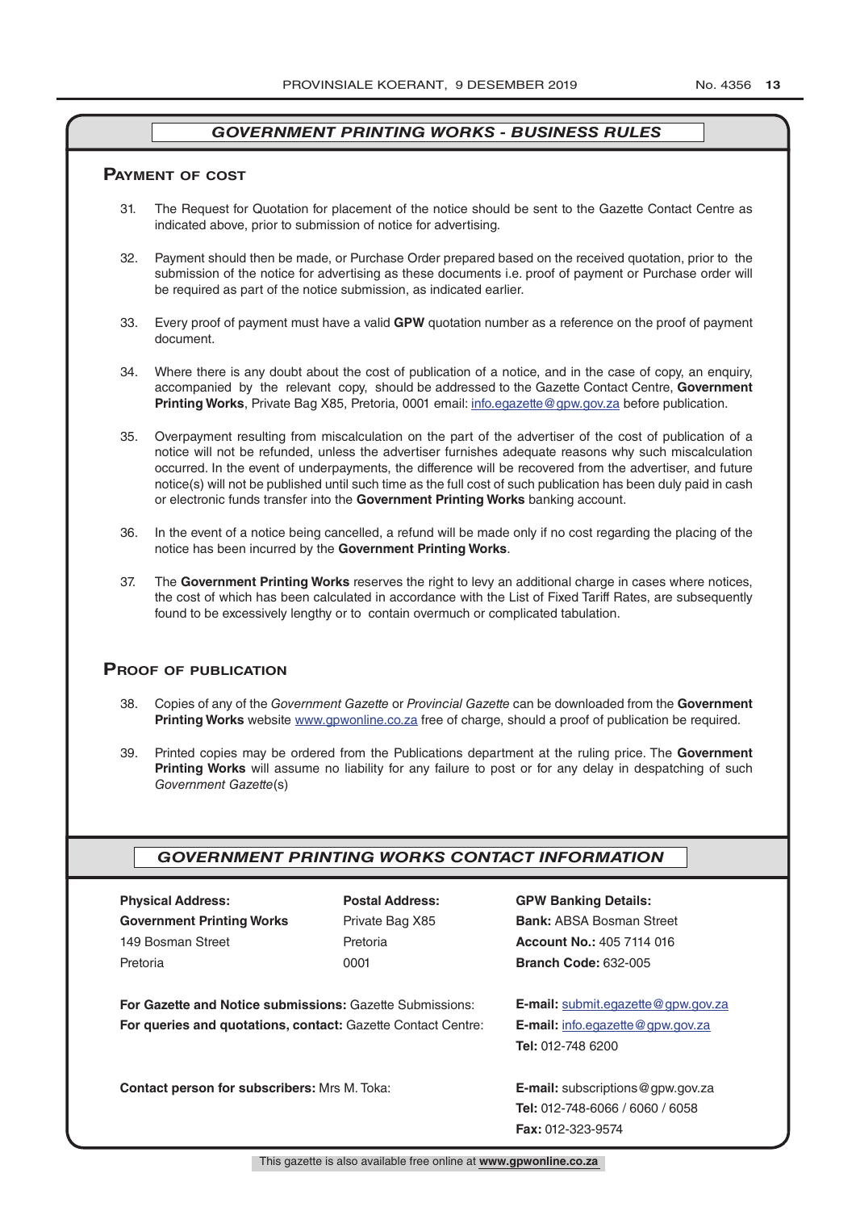## *GOVERNMENT PRINTING WORKS - BUSINESS RULES*

### Payment of cost

31. The Request for Quotation for placement of the notice should be sent to the Gazette Contact Centre as indicated above, prior to submission of notice for advertising.

32. Payment should then be made, or Purchase Order prepared based on the received quotation, prior to the submission of the notice for advertising as these documents i.e. proof of payment or Purchase order will be required as part of the notice submission, as indicated earlier.

33. Every proof of payment must have a valid **GPW** quotation number as a reference on the proof of payment document.

34. Where there is any doubt about the cost of publication of a notice, and in the case of copy, an enquiry, accompanied by the relevant copy, should be addressed to the Gazette Contact Centre, **Government Printing Works**, Private Bag X85, Pretoria, 0001 email: info.egazette@gpw.gov.za before publication.

35. Overpayment resulting from miscalculation on the part of the advertiser of the cost of publication of a notice will not be refunded, unless the advertiser furnishes adequate reasons why such miscalculation occurred. In the event of underpayments, the difference will be recovered from the advertiser, and future notice(s) will not be published until such time as the full cost of such publication has been duly paid in cash or electronic funds transfer into the **Government Printing Works** banking account.

36. In the event of a notice being cancelled, a refund will be made only if no cost regarding the placing of the notice has been incurred by the **Government Printing Works**.

37. The **Government Printing Works** reserves the right to levy an additional charge in cases where notices, the cost of which has been calculated in accordance with the List of Fixed Tariff Rates, are subsequently found to be excessively lengthy or to contain overmuch or complicated tabulation.

### Proof of publication

38. Copies of any of the *Government Gazette* or *Provincial Gazette* can be downloaded from the **Government Printing Works** website www.gpwonline.co.za free of charge, should a proof of publication be required.

39. Printed copies may be ordered from the Publications department at the ruling price. The **Government Printing Works** will assume no liability for any failure to post or for any delay in despatching of such *Government Gazette*(s)

## *GOVERNMENT PRINTING WORKS CONTACT INFORMATION*

| **Physical Address:** | **Postal Address:** | **GPW Banking Details:** |
|---|---|---|
| **Government Printing Works** | Private Bag X85 | **Bank:** ABSA Bosman Street |
| 149 Bosman Street | Pretoria | **Account No.:** 405 7114 016 |
| Pretoria | 0001 | **Branch Code:** 632-005 |

**For Gazette and Notice submissions:** Gazette Submissions: **E-mail:** submit.egazette@gpw.gov.za

**For queries and quotations, contact:** Gazette Contact Centre: **E-mail:** info.egazette@gpw.gov.za
**Tel:** 012-748 6200

**Contact person for subscribers:** Mrs M. Toka: **E-mail:** subscriptions@gpw.gov.za
**Tel:** 012-748-6066 / 6060 / 6058
**Fax:** 012-323-9574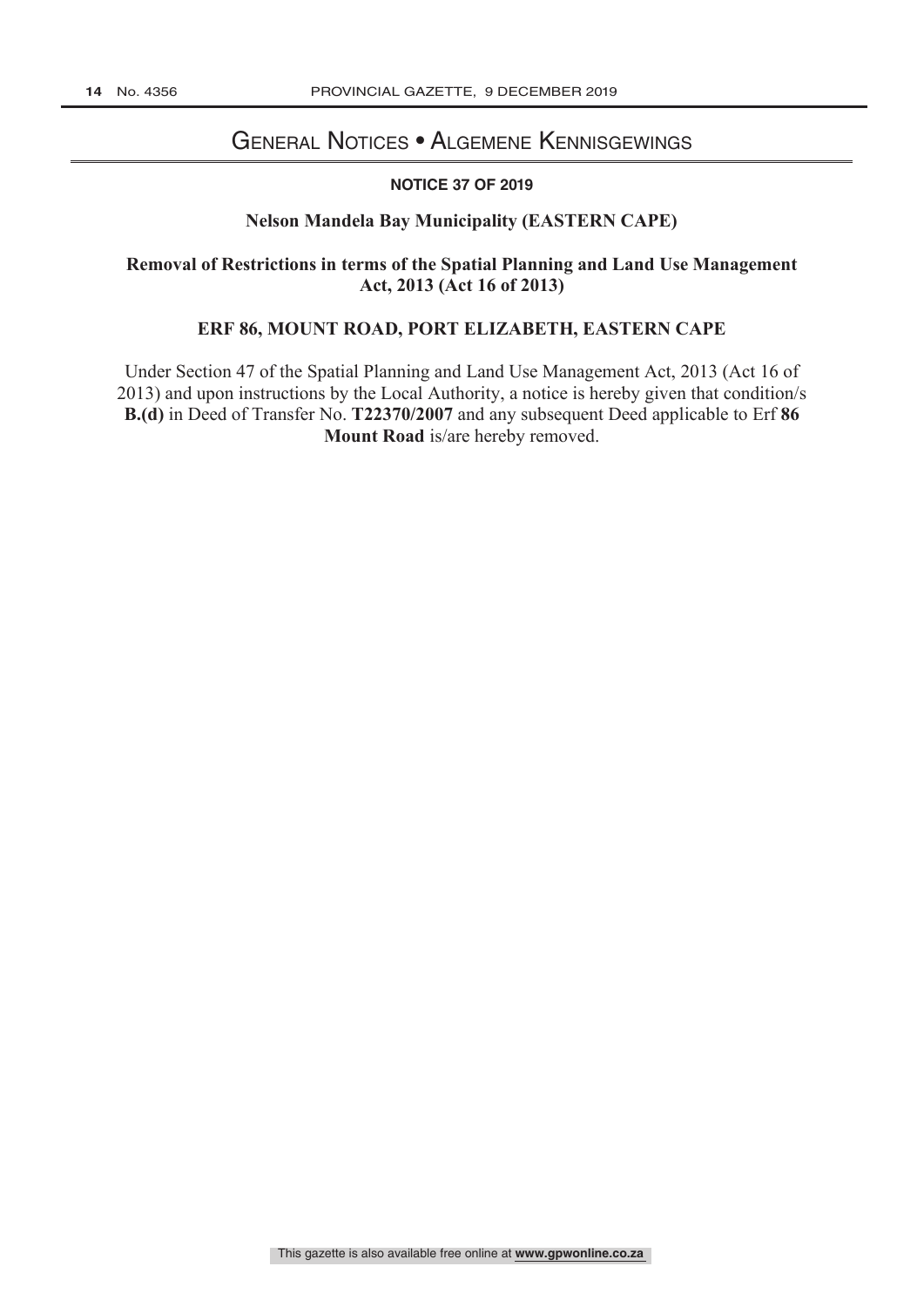# General Notices • Algemene Kennisgewings

**NOTICE 37 OF 2019**

**Nelson Mandela Bay Municipality (EASTERN CAPE)**

**Removal of Restrictions in terms of the Spatial Planning and Land Use Management Act, 2013 (Act 16 of 2013)**

**ERF 86, MOUNT ROAD, PORT ELIZABETH, EASTERN CAPE**

Under Section 47 of the Spatial Planning and Land Use Management Act, 2013 (Act 16 of 2013) and upon instructions by the Local Authority, a notice is hereby given that condition/s **B.(d)** in Deed of Transfer No. **T22370/2007** and any subsequent Deed applicable to Erf **86 Mount Road** is/are hereby removed.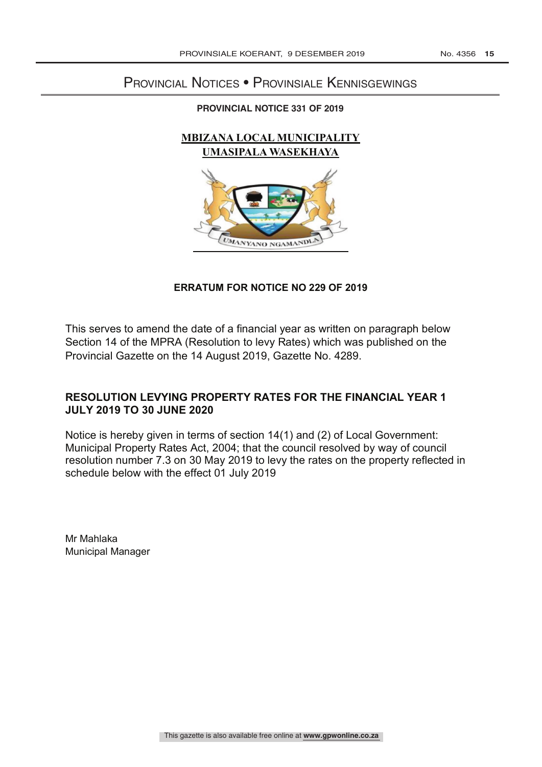# Provincial Notices • Provinsiale Kennisgewings

**PROVINCIAL NOTICE 331 OF 2019**

**MBIZANA LOCAL MUNICIPALITY**
**UMASIPALA WASEKHAYA**

**ERRATUM FOR NOTICE NO 229 OF 2019**

This serves to amend the date of a financial year as written on paragraph below Section 14 of the MPRA (Resolution to levy Rates) which was published on the Provincial Gazette on the 14 August 2019, Gazette No. 4289.

**RESOLUTION LEVYING PROPERTY RATES FOR THE FINANCIAL YEAR 1 JULY 2019 TO 30 JUNE 2020**

Notice is hereby given in terms of section 14(1) and (2) of Local Government: Municipal Property Rates Act, 2004; that the council resolved by way of council resolution number 7.3 on 30 May 2019 to levy the rates on the property reflected in schedule below with the effect 01 July 2019

Mr Mahlaka
Municipal Manager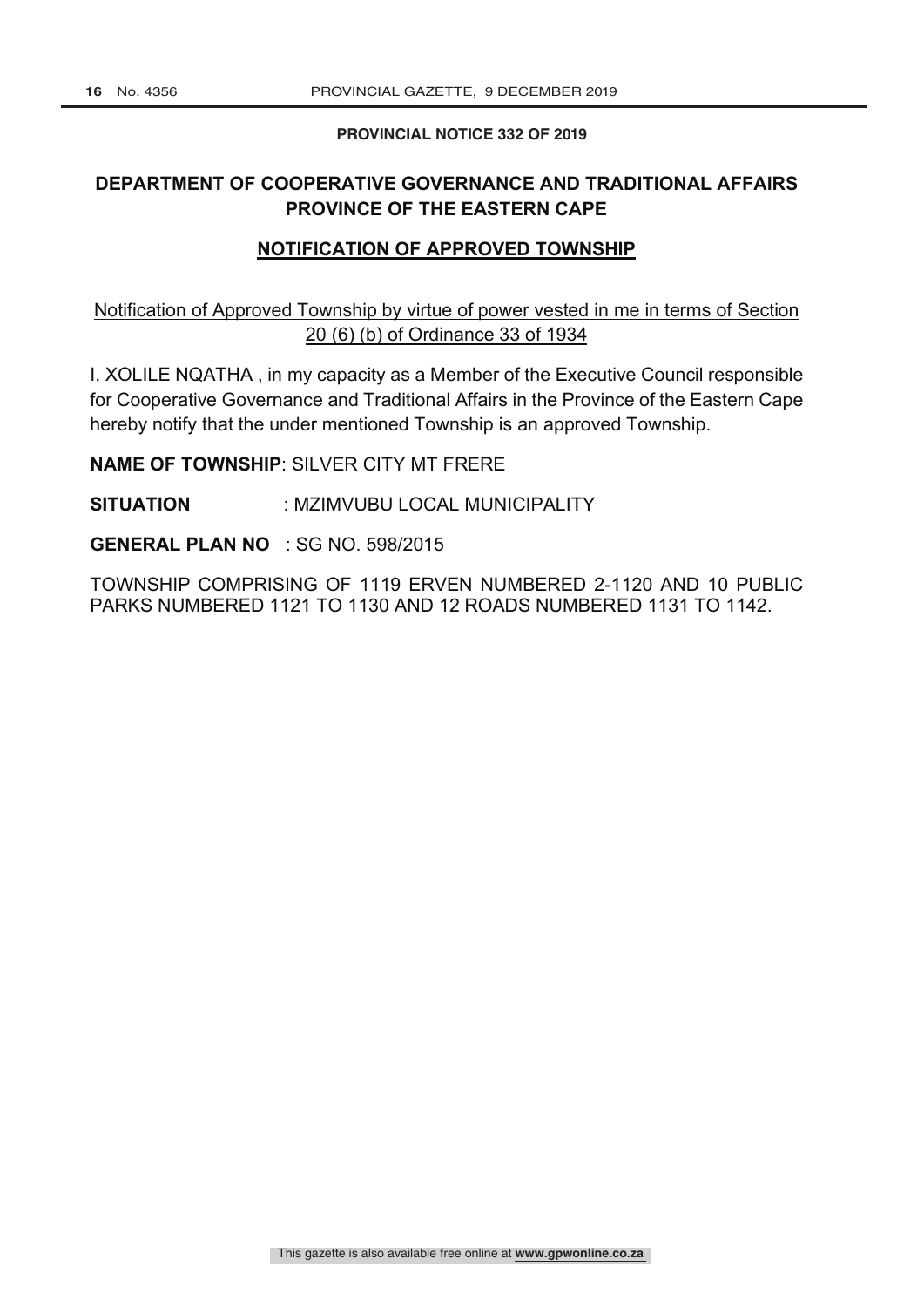**PROVINCIAL NOTICE 332 OF 2019**

## DEPARTMENT OF COOPERATIVE GOVERNANCE AND TRADITIONAL AFFAIRS PROVINCE OF THE EASTERN CAPE

### NOTIFICATION OF APPROVED TOWNSHIP

Notification of Approved Township by virtue of power vested in me in terms of Section 20 (6) (b) of Ordinance 33 of 1934

I, XOLILE NQATHA , in my capacity as a Member of the Executive Council responsible for Cooperative Governance and Traditional Affairs in the Province of the Eastern Cape hereby notify that the under mentioned Township is an approved Township.

**NAME OF TOWNSHIP**: SILVER CITY MT FRERE

**SITUATION** : MZIMVUBU LOCAL MUNICIPALITY

**GENERAL PLAN NO** : SG NO. 598/2015

TOWNSHIP COMPRISING OF 1119 ERVEN NUMBERED 2-1120 AND 10 PUBLIC PARKS NUMBERED 1121 TO 1130 AND 12 ROADS NUMBERED 1131 TO 1142.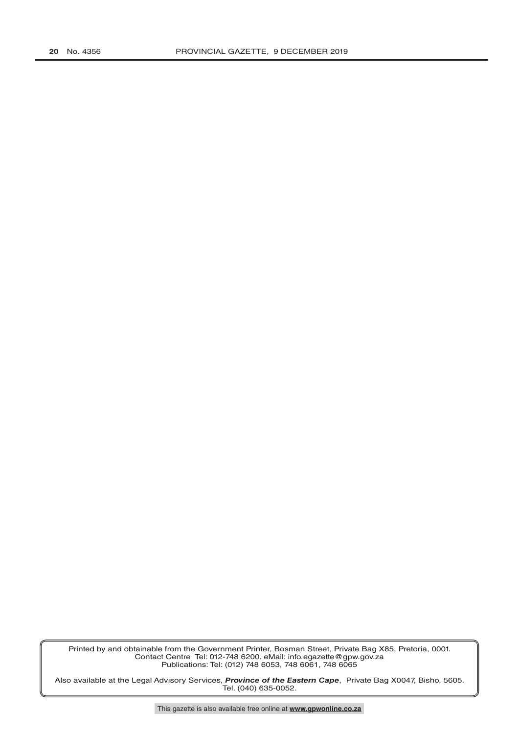Printed by and obtainable from the Government Printer, Bosman Street, Private Bag X85, Pretoria, 0001.
Contact Centre Tel: 012-748 6200. eMail: info.egazette@gpw.gov.za
Publications: Tel: (012) 748 6053, 748 6061, 748 6065

Also available at the Legal Advisory Services, ***Province of the Eastern Cape***, Private Bag X0047, Bisho, 5605.
Tel. (040) 635-0052.

This gazette is also available free online at **www.gpwonline.co.za**